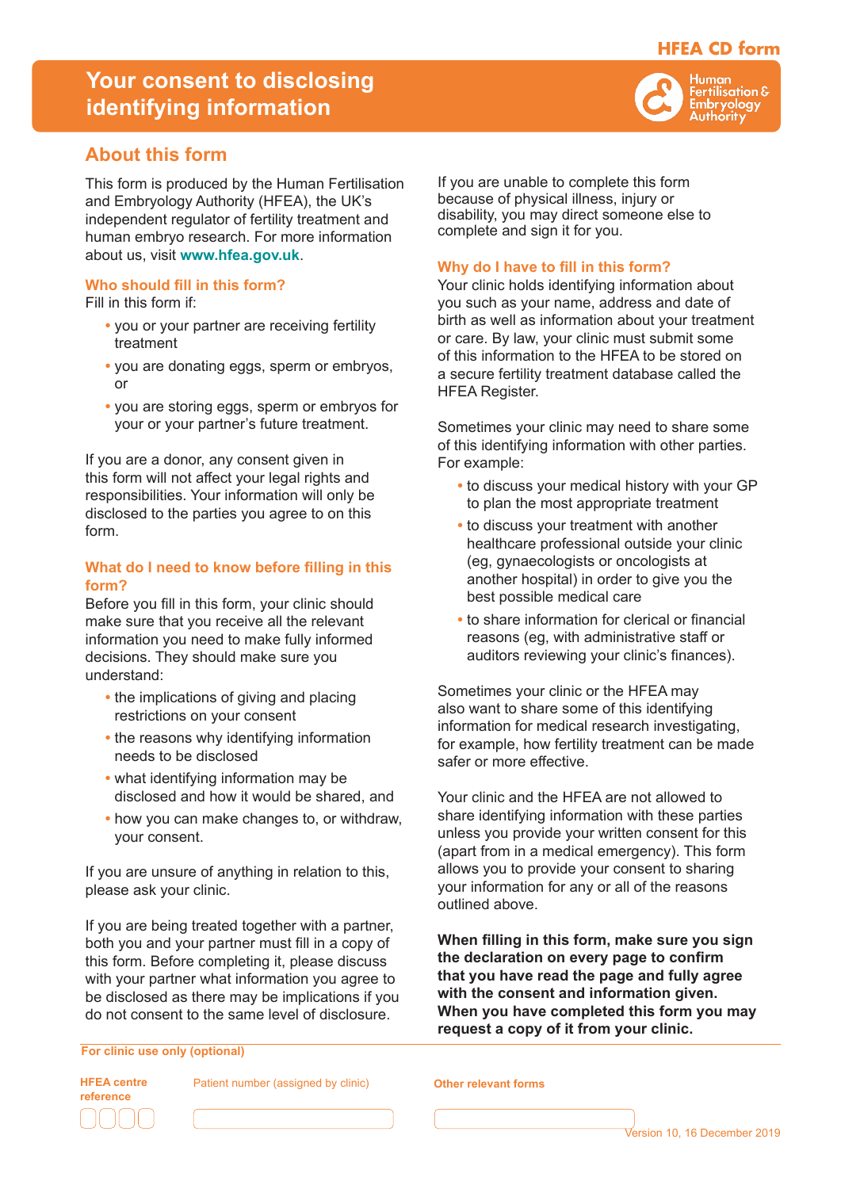HFEA CD form

# Your consent to disclosing identifying information

Human Fertilisation & Embryology Authority

## About this form

This form is produced by the Human Fertilisation and Embryology Authority (HFEA), the UK's independent regulator of fertility treatment and human embryo research. For more information about us, visit **www.hfea.gov.uk**.

### Who should fill in this form?

Fill in this form if:

- you or your partner are receiving fertility treatment
- you are donating eggs, sperm or embryos, or
- you are storing eggs, sperm or embryos for your or your partner's future treatment.

If you are a donor, any consent given in this form will not affect your legal rights and responsibilities. Your information will only be disclosed to the parties you agree to on this form.

### What do I need to know before filling in this form?

Before you fill in this form, your clinic should make sure that you receive all the relevant information you need to make fully informed decisions. They should make sure you understand:

- the implications of giving and placing restrictions on your consent
- the reasons why identifying information needs to be disclosed
- what identifying information may be disclosed and how it would be shared, and
- how you can make changes to, or withdraw, your consent.

If you are unsure of anything in relation to this, please ask your clinic.

If you are being treated together with a partner, both you and your partner must fill in a copy of this form. Before completing it, please discuss with your partner what information you agree to be disclosed as there may be implications if you do not consent to the same level of disclosure.

If you are unable to complete this form because of physical illness, injury or disability, you may direct someone else to complete and sign it for you.

### Why do I have to fill in this form?

Your clinic holds identifying information about you such as your name, address and date of birth as well as information about your treatment or care. By law, your clinic must submit some of this information to the HFEA to be stored on a secure fertility treatment database called the HFEA Register.

Sometimes your clinic may need to share some of this identifying information with other parties. For example:

- to discuss your medical history with your GP to plan the most appropriate treatment
- to discuss your treatment with another healthcare professional outside your clinic (eg, gynaecologists or oncologists at another hospital) in order to give you the best possible medical care
- to share information for clerical or financial reasons (eg, with administrative staff or auditors reviewing your clinic's finances).

Sometimes your clinic or the HFEA may also want to share some of this identifying information for medical research investigating, for example, how fertility treatment can be made safer or more effective.

Your clinic and the HFEA are not allowed to share identifying information with these parties unless you provide your written consent for this (apart from in a medical emergency). This form allows you to provide your consent to sharing your information for any or all of the reasons outlined above.

**When filling in this form, make sure you sign the declaration on every page to confirm that you have read the page and fully agree with the consent and information given. When you have completed this form you may request a copy of it from your clinic.**

---

**For clinic use only (optional)**

| HFEA centre reference | Patient number (assigned by clinic) | Other relevant forms |
|---|---|---|
| | | |

Version 10, 16 December 2019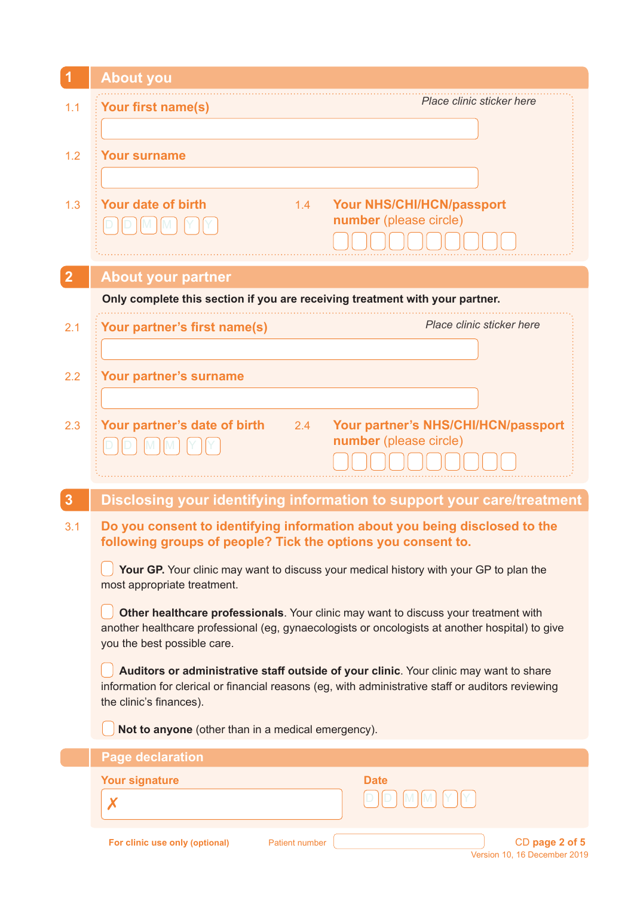## 1 About you

*Place clinic sticker here*

1.1 **Your first name(s)**

1.2 **Your surname**

1.3 **Your date of birth**

D D M M Y Y

1.4 **Your NHS/CHI/HCN/passport number** (please circle)

## 2 About your partner

**Only complete this section if you are receiving treatment with your partner.**

*Place clinic sticker here*

2.1 **Your partner's first name(s)**

2.2 **Your partner's surname**

2.3 **Your partner's date of birth**

D D M M Y Y

2.4 **Your partner's NHS/CHI/HCN/passport number** (please circle)

## 3 Disclosing your identifying information to support your care/treatment

3.1 **Do you consent to identifying information about you being disclosed to the following groups of people? Tick the options you consent to.**

- ☐ **Your GP.** Your clinic may want to discuss your medical history with your GP to plan the most appropriate treatment.
- ☐ **Other healthcare professionals**. Your clinic may want to discuss your treatment with another healthcare professional (eg, gynaecologists or oncologists at another hospital) to give you the best possible care.
- ☐ **Auditors or administrative staff outside of your clinic**. Your clinic may want to share information for clerical or financial reasons (eg, with administrative staff or auditors reviewing the clinic's finances).
- ☐ **Not to anyone** (other than in a medical emergency).

## Page declaration

**Your signature**

✗

**Date**

D D M M Y Y

**For clinic use only (optional)** Patient number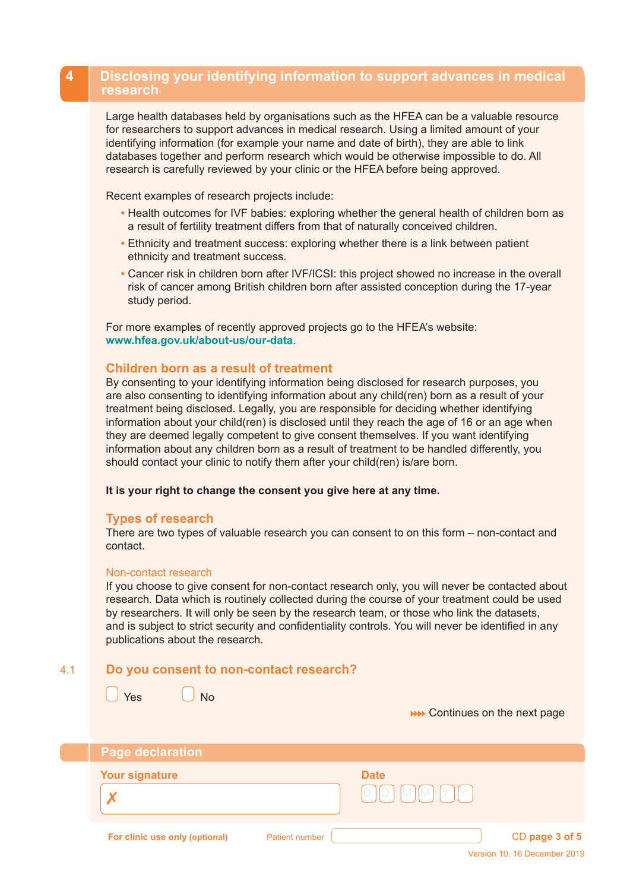## 4 Disclosing your identifying information to support advances in medical research

Large health databases held by organisations such as the HFEA can be a valuable resource for researchers to support advances in medical research. Using a limited amount of your identifying information (for example your name and date of birth), they are able to link databases together and perform research which would be otherwise impossible to do. All research is carefully reviewed by your clinic or the HFEA before being approved.

Recent examples of research projects include:

- Health outcomes for IVF babies: exploring whether the general health of children born as a result of fertility treatment differs from that of naturally conceived children.
- Ethnicity and treatment success: exploring whether there is a link between patient ethnicity and treatment success.
- Cancer risk in children born after IVF/ICSI: this project showed no increase in the overall risk of cancer among British children born after assisted conception during the 17-year study period.

For more examples of recently approved projects go to the HFEA's website: **www.hfea.gov.uk/about-us/our-data**.

### Children born as a result of treatment

By consenting to your identifying information being disclosed for research purposes, you are also consenting to identifying information about any child(ren) born as a result of your treatment being disclosed. Legally, you are responsible for deciding whether identifying information about your child(ren) is disclosed until they reach the age of 16 or an age when they are deemed legally competent to give consent themselves. If you want identifying information about any children born as a result of treatment to be handled differently, you should contact your clinic to notify them after your child(ren) is/are born.

**It is your right to change the consent you give here at any time.**

### Types of research

There are two types of valuable research you can consent to on this form – non-contact and contact.

#### Non-contact research

If you choose to give consent for non-contact research only, you will never be contacted about research. Data which is routinely collected during the course of your treatment could be used by researchers. It will only be seen by the research team, or those who link the datasets, and is subject to strict security and confidentiality controls. You will never be identified in any publications about the research.

### 4.1 Do you consent to non-contact research?

☐ Yes ☐ No

Continues on the next page

### Page declaration

**Your signature**

✗

**Date**

D D M M Y Y

**For clinic use only (optional)** Patient number

Version 10, 16 December 2019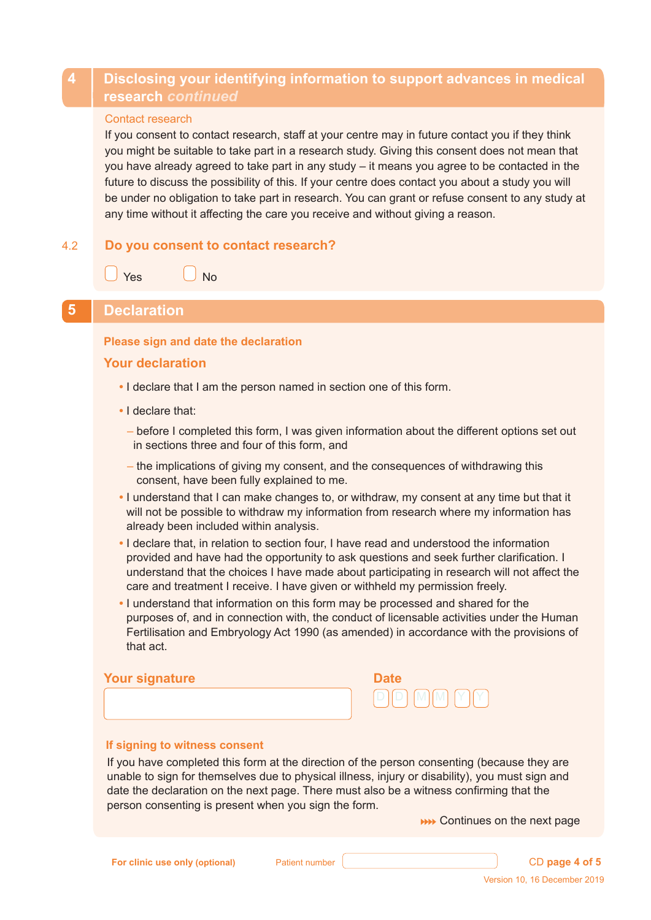## 4 Disclosing your identifying information to support advances in medical research *continued*

Contact research

If you consent to contact research, staff at your centre may in future contact you if they think you might be suitable to take part in a research study. Giving this consent does not mean that you have already agreed to take part in any study – it means you agree to be contacted in the future to discuss the possibility of this. If your centre does contact you about a study you will be under no obligation to take part in research. You can grant or refuse consent to any study at any time without it affecting the care you receive and without giving a reason.

4.2 **Do you consent to contact research?**

☐ Yes ☐ No

## 5 Declaration

**Please sign and date the declaration**

### Your declaration

- I declare that I am the person named in section one of this form.
- I declare that:
  - before I completed this form, I was given information about the different options set out in sections three and four of this form, and
  - the implications of giving my consent, and the consequences of withdrawing this consent, have been fully explained to me.
- I understand that I can make changes to, or withdraw, my consent at any time but that it will not be possible to withdraw my information from research where my information has already been included within analysis.
- I declare that, in relation to section four, I have read and understood the information provided and have had the opportunity to ask questions and seek further clarification. I understand that the choices I have made about participating in research will not affect the care and treatment I receive. I have given or withheld my permission freely.
- I understand that information on this form may be processed and shared for the purposes of, and in connection with, the conduct of licensable activities under the Human Fertilisation and Embryology Act 1990 (as amended) in accordance with the provisions of that act.

**Your signature** ____________________

**Date** D D M M Y Y

**If signing to witness consent**

If you have completed this form at the direction of the person consenting (because they are unable to sign for themselves due to physical illness, injury or disability), you must sign and date the declaration on the next page. There must also be a witness confirming that the person consenting is present when you sign the form.

Continues on the next page

**For clinic use only (optional)** Patient number ____________________

Version 10, 16 December 2019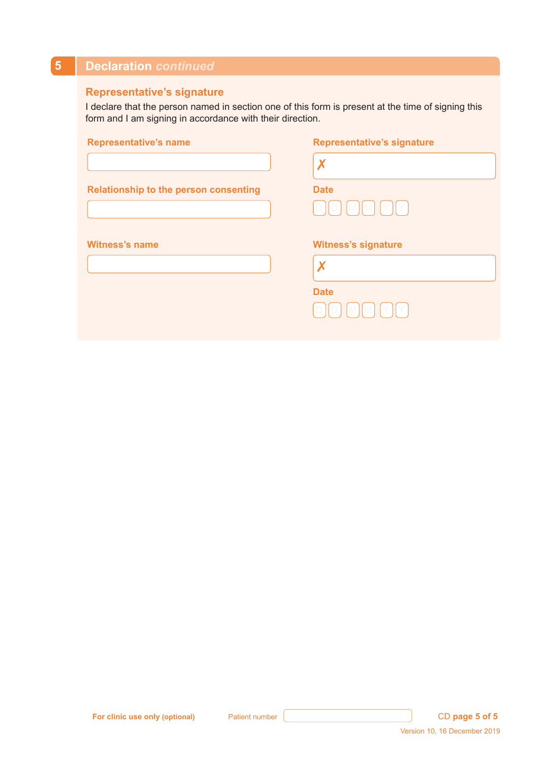## 5 Declaration *continued*

### Representative's signature

I declare that the person named in section one of this form is present at the time of signing this form and I am signing in accordance with their direction.

**Representative's name**

**Representative's signature**

✗

**Relationship to the person consenting**

**Date**

D D M M Y Y

**Witness's name**

**Witness's signature**

✗

**Date**

D D M M Y Y

**For clinic use only (optional)** Patient number

Version 10, 16 December 2019